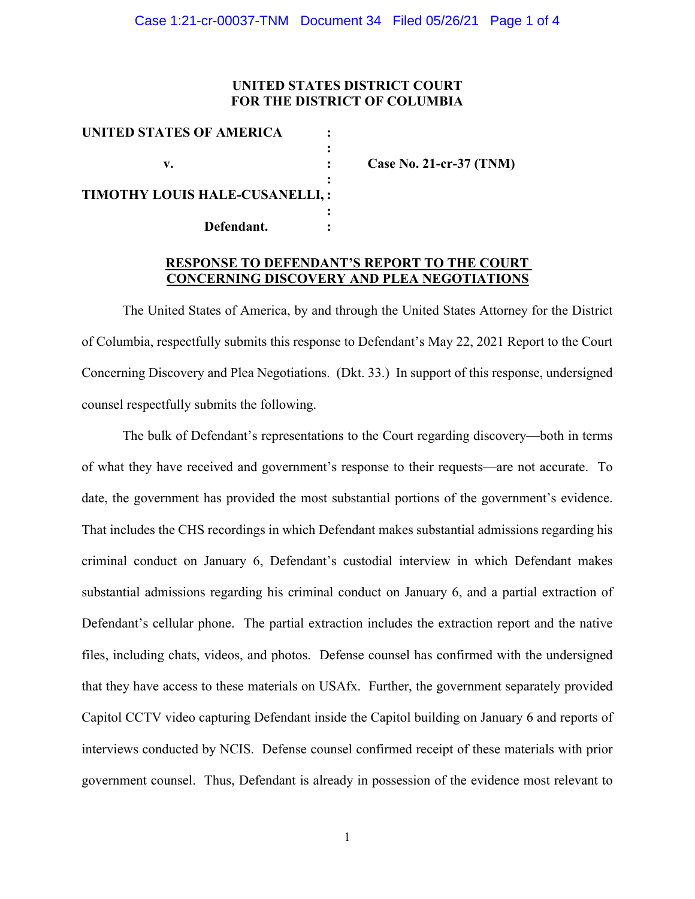**UNITED STATES DISTRICT COURT**
**FOR THE DISTRICT OF COLUMBIA**

| | | |
|---|---|---|
| **UNITED STATES OF AMERICA** | : | |
| | : | |
| **v.** | : | **Case No. 21-cr-37 (TNM)** |
| | : | |
| **TIMOTHY LOUIS HALE-CUSANELLI,** | : | |
| | : | |
| **Defendant.** | : | |

**RESPONSE TO DEFENDANT'S REPORT TO THE COURT CONCERNING DISCOVERY AND PLEA NEGOTIATIONS**

The United States of America, by and through the United States Attorney for the District of Columbia, respectfully submits this response to Defendant's May 22, 2021 Report to the Court Concerning Discovery and Plea Negotiations. (Dkt. 33.) In support of this response, undersigned counsel respectfully submits the following.

The bulk of Defendant's representations to the Court regarding discovery—both in terms of what they have received and government's response to their requests—are not accurate. To date, the government has provided the most substantial portions of the government's evidence. That includes the CHS recordings in which Defendant makes substantial admissions regarding his criminal conduct on January 6, Defendant's custodial interview in which Defendant makes substantial admissions regarding his criminal conduct on January 6, and a partial extraction of Defendant's cellular phone. The partial extraction includes the extraction report and the native files, including chats, videos, and photos. Defense counsel has confirmed with the undersigned that they have access to these materials on USAfx. Further, the government separately provided Capitol CCTV video capturing Defendant inside the Capitol building on January 6 and reports of interviews conducted by NCIS. Defense counsel confirmed receipt of these materials with prior government counsel. Thus, Defendant is already in possession of the evidence most relevant to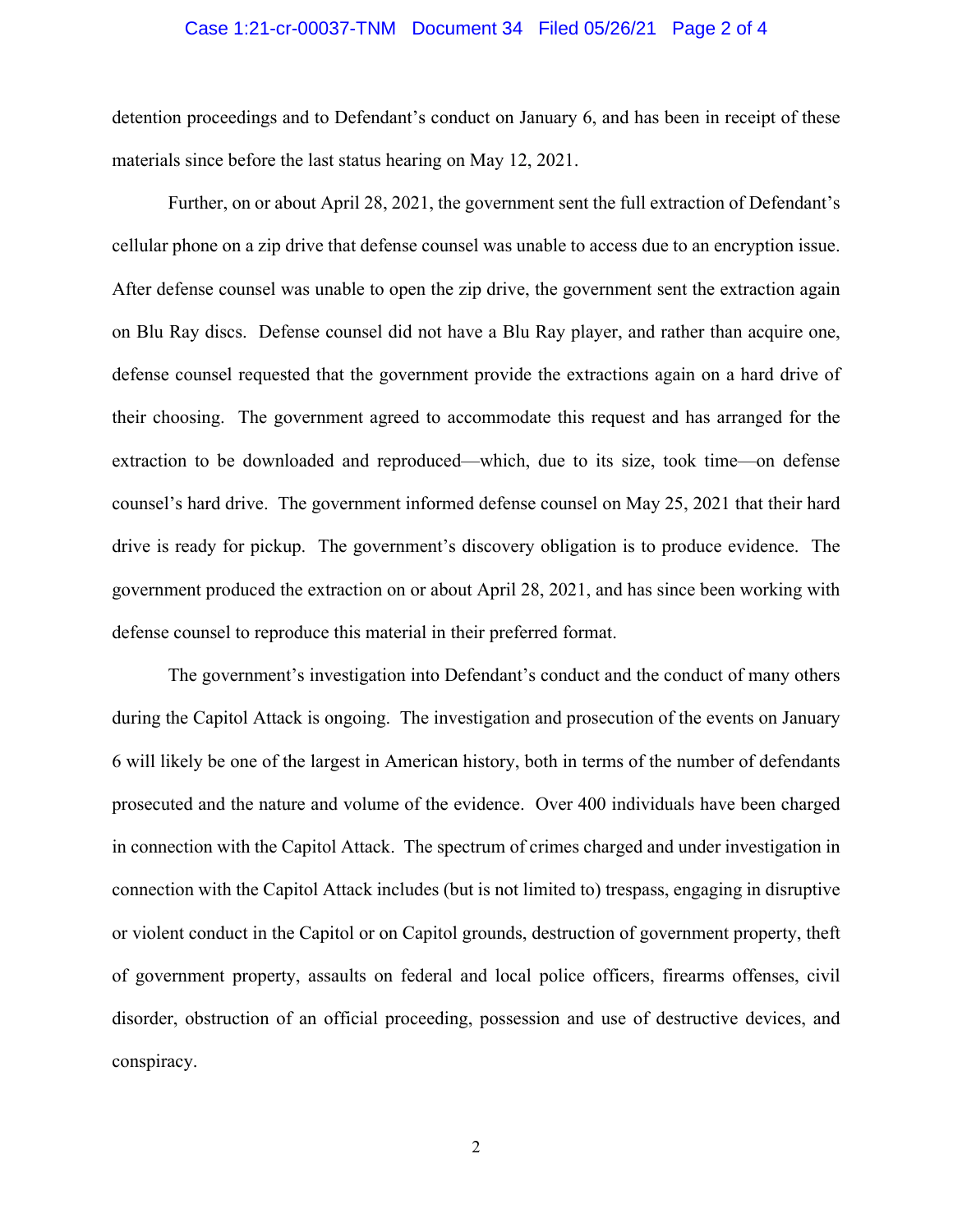detention proceedings and to Defendant's conduct on January 6, and has been in receipt of these materials since before the last status hearing on May 12, 2021.

Further, on or about April 28, 2021, the government sent the full extraction of Defendant's cellular phone on a zip drive that defense counsel was unable to access due to an encryption issue. After defense counsel was unable to open the zip drive, the government sent the extraction again on Blu Ray discs. Defense counsel did not have a Blu Ray player, and rather than acquire one, defense counsel requested that the government provide the extractions again on a hard drive of their choosing. The government agreed to accommodate this request and has arranged for the extraction to be downloaded and reproduced—which, due to its size, took time—on defense counsel's hard drive. The government informed defense counsel on May 25, 2021 that their hard drive is ready for pickup. The government's discovery obligation is to produce evidence. The government produced the extraction on or about April 28, 2021, and has since been working with defense counsel to reproduce this material in their preferred format.

The government's investigation into Defendant's conduct and the conduct of many others during the Capitol Attack is ongoing. The investigation and prosecution of the events on January 6 will likely be one of the largest in American history, both in terms of the number of defendants prosecuted and the nature and volume of the evidence. Over 400 individuals have been charged in connection with the Capitol Attack. The spectrum of crimes charged and under investigation in connection with the Capitol Attack includes (but is not limited to) trespass, engaging in disruptive or violent conduct in the Capitol or on Capitol grounds, destruction of government property, theft of government property, assaults on federal and local police officers, firearms offenses, civil disorder, obstruction of an official proceeding, possession and use of destructive devices, and conspiracy.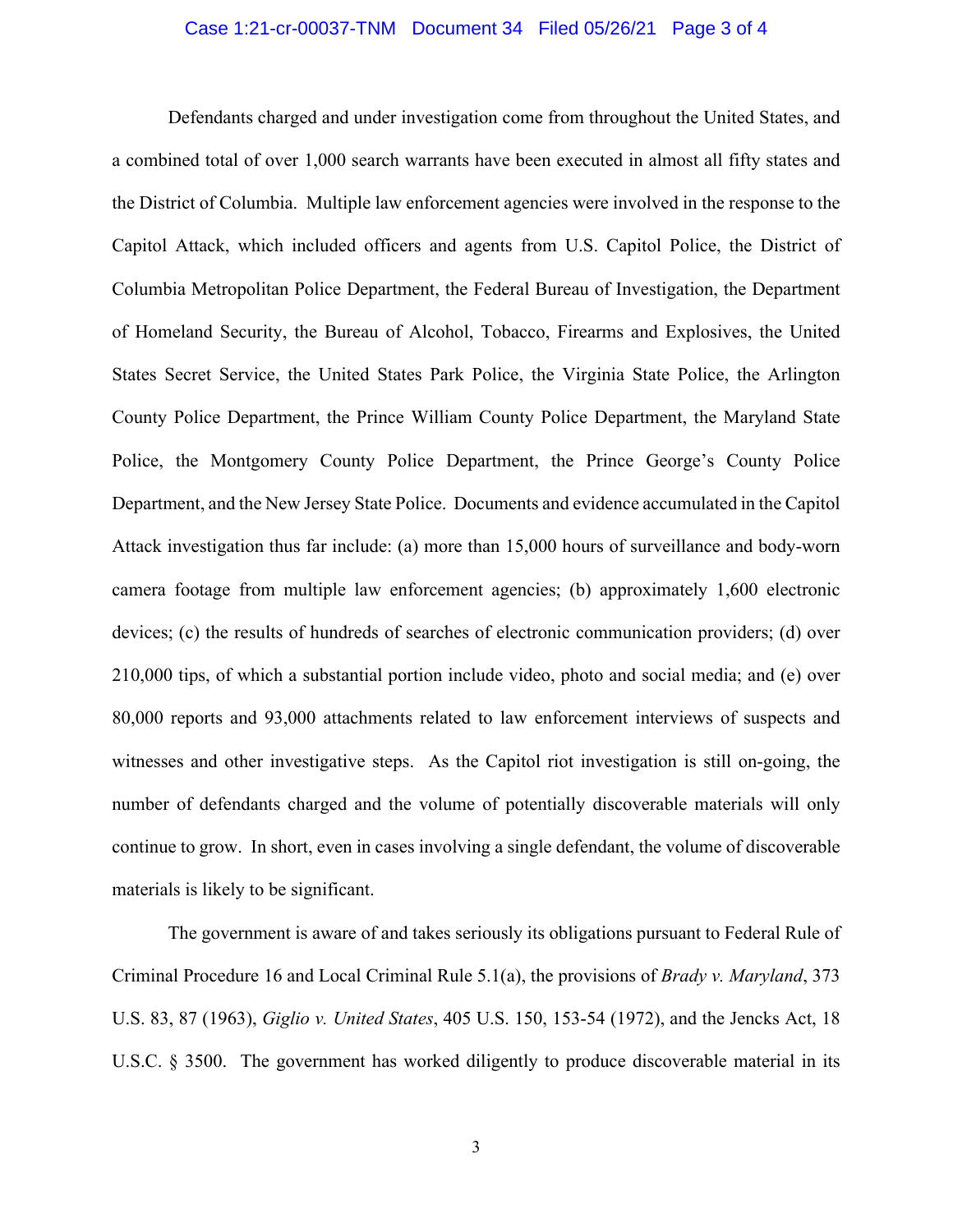Defendants charged and under investigation come from throughout the United States, and a combined total of over 1,000 search warrants have been executed in almost all fifty states and the District of Columbia. Multiple law enforcement agencies were involved in the response to the Capitol Attack, which included officers and agents from U.S. Capitol Police, the District of Columbia Metropolitan Police Department, the Federal Bureau of Investigation, the Department of Homeland Security, the Bureau of Alcohol, Tobacco, Firearms and Explosives, the United States Secret Service, the United States Park Police, the Virginia State Police, the Arlington County Police Department, the Prince William County Police Department, the Maryland State Police, the Montgomery County Police Department, the Prince George's County Police Department, and the New Jersey State Police. Documents and evidence accumulated in the Capitol Attack investigation thus far include: (a) more than 15,000 hours of surveillance and body-worn camera footage from multiple law enforcement agencies; (b) approximately 1,600 electronic devices; (c) the results of hundreds of searches of electronic communication providers; (d) over 210,000 tips, of which a substantial portion include video, photo and social media; and (e) over 80,000 reports and 93,000 attachments related to law enforcement interviews of suspects and witnesses and other investigative steps. As the Capitol riot investigation is still on-going, the number of defendants charged and the volume of potentially discoverable materials will only continue to grow. In short, even in cases involving a single defendant, the volume of discoverable materials is likely to be significant.

The government is aware of and takes seriously its obligations pursuant to Federal Rule of Criminal Procedure 16 and Local Criminal Rule 5.1(a), the provisions of *Brady v. Maryland*, 373 U.S. 83, 87 (1963), *Giglio v. United States*, 405 U.S. 150, 153-54 (1972), and the Jencks Act, 18 U.S.C. § 3500. The government has worked diligently to produce discoverable material in its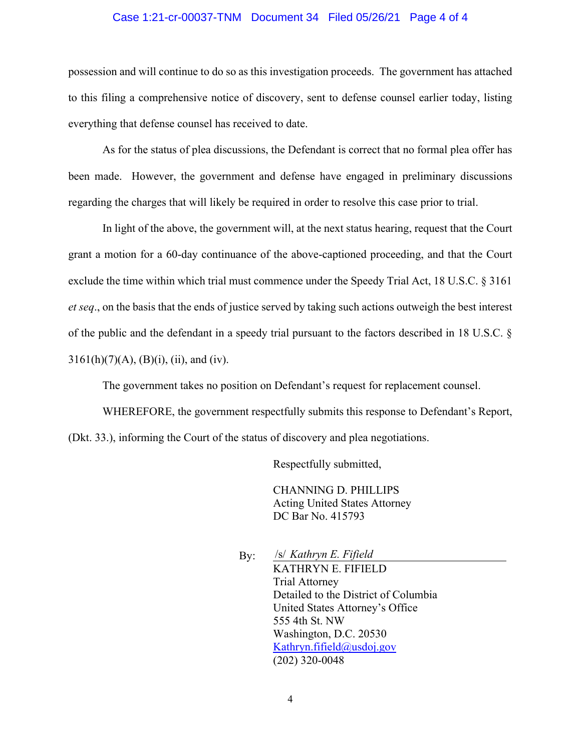possession and will continue to do so as this investigation proceeds. The government has attached to this filing a comprehensive notice of discovery, sent to defense counsel earlier today, listing everything that defense counsel has received to date.

As for the status of plea discussions, the Defendant is correct that no formal plea offer has been made. However, the government and defense have engaged in preliminary discussions regarding the charges that will likely be required in order to resolve this case prior to trial.

In light of the above, the government will, at the next status hearing, request that the Court grant a motion for a 60-day continuance of the above-captioned proceeding, and that the Court exclude the time within which trial must commence under the Speedy Trial Act, 18 U.S.C. § 3161 *et seq*., on the basis that the ends of justice served by taking such actions outweigh the best interest of the public and the defendant in a speedy trial pursuant to the factors described in 18 U.S.C. § 3161(h)(7)(A), (B)(i), (ii), and (iv).

The government takes no position on Defendant's request for replacement counsel.

WHEREFORE, the government respectfully submits this response to Defendant's Report, (Dkt. 33.), informing the Court of the status of discovery and plea negotiations.

Respectfully submitted,

CHANNING D. PHILLIPS
Acting United States Attorney
DC Bar No. 415793

By: /s/ *Kathryn E. Fifield*
KATHRYN E. FIFIELD
Trial Attorney
Detailed to the District of Columbia
United States Attorney's Office
555 4th St. NW
Washington, D.C. 20530
Kathryn.fifield@usdoj.gov
(202) 320-0048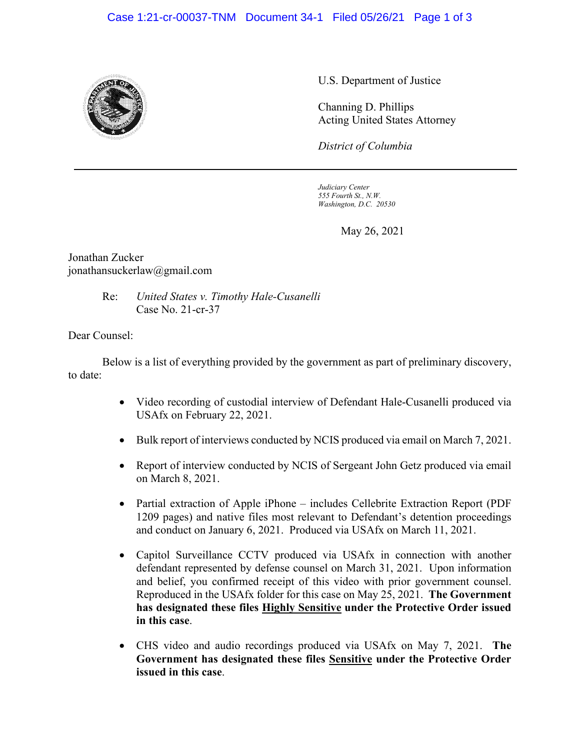U.S. Department of Justice

Channing D. Phillips
Acting United States Attorney

*District of Columbia*

*Judiciary Center*
*555 Fourth St., N.W.*
*Washington, D.C. 20530*

May 26, 2021

Jonathan Zucker
jonathansuckerlaw@gmail.com

Re: *United States v. Timothy Hale-Cusanelli*
Case No. 21-cr-37

Dear Counsel:

Below is a list of everything provided by the government as part of preliminary discovery, to date:

- Video recording of custodial interview of Defendant Hale-Cusanelli produced via USAfx on February 22, 2021.
- Bulk report of interviews conducted by NCIS produced via email on March 7, 2021.
- Report of interview conducted by NCIS of Sergeant John Getz produced via email on March 8, 2021.
- Partial extraction of Apple iPhone – includes Cellebrite Extraction Report (PDF 1209 pages) and native files most relevant to Defendant's detention proceedings and conduct on January 6, 2021. Produced via USAfx on March 11, 2021.
- Capitol Surveillance CCTV produced via USAfx in connection with another defendant represented by defense counsel on March 31, 2021. Upon information and belief, you confirmed receipt of this video with prior government counsel. Reproduced in the USAfx folder for this case on May 25, 2021. **The Government has designated these files <u>Highly Sensitive</u> under the Protective Order issued in this case**.
- CHS video and audio recordings produced via USAfx on May 7, 2021. **The Government has designated these files <u>Sensitive</u> under the Protective Order issued in this case**.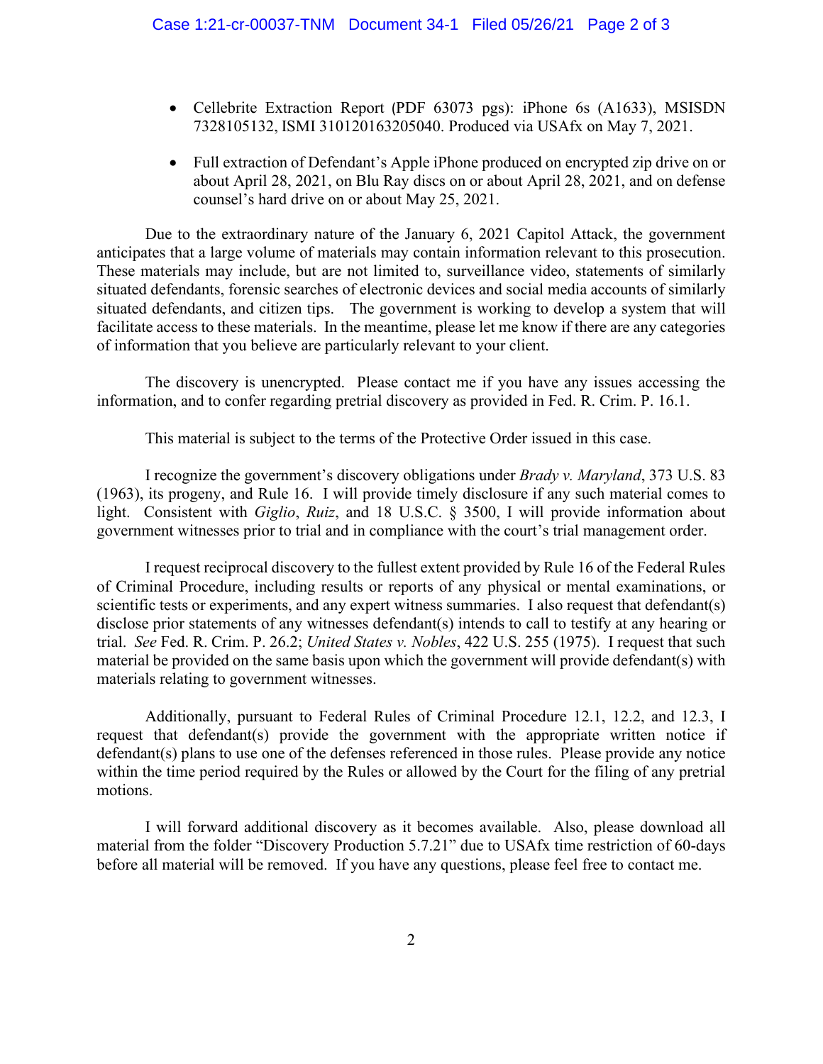- Cellebrite Extraction Report (PDF 63073 pgs): iPhone 6s (A1633), MSISDN 7328105132, ISMI 310120163205040. Produced via USAfx on May 7, 2021.

- Full extraction of Defendant's Apple iPhone produced on encrypted zip drive on or about April 28, 2021, on Blu Ray discs on or about April 28, 2021, and on defense counsel's hard drive on or about May 25, 2021.

Due to the extraordinary nature of the January 6, 2021 Capitol Attack, the government anticipates that a large volume of materials may contain information relevant to this prosecution. These materials may include, but are not limited to, surveillance video, statements of similarly situated defendants, forensic searches of electronic devices and social media accounts of similarly situated defendants, and citizen tips. The government is working to develop a system that will facilitate access to these materials. In the meantime, please let me know if there are any categories of information that you believe are particularly relevant to your client.

The discovery is unencrypted. Please contact me if you have any issues accessing the information, and to confer regarding pretrial discovery as provided in Fed. R. Crim. P. 16.1.

This material is subject to the terms of the Protective Order issued in this case.

I recognize the government's discovery obligations under *Brady v. Maryland*, 373 U.S. 83 (1963), its progeny, and Rule 16. I will provide timely disclosure if any such material comes to light. Consistent with *Giglio*, *Ruiz*, and 18 U.S.C. § 3500, I will provide information about government witnesses prior to trial and in compliance with the court's trial management order.

I request reciprocal discovery to the fullest extent provided by Rule 16 of the Federal Rules of Criminal Procedure, including results or reports of any physical or mental examinations, or scientific tests or experiments, and any expert witness summaries. I also request that defendant(s) disclose prior statements of any witnesses defendant(s) intends to call to testify at any hearing or trial. *See* Fed. R. Crim. P. 26.2; *United States v. Nobles*, 422 U.S. 255 (1975). I request that such material be provided on the same basis upon which the government will provide defendant(s) with materials relating to government witnesses.

Additionally, pursuant to Federal Rules of Criminal Procedure 12.1, 12.2, and 12.3, I request that defendant(s) provide the government with the appropriate written notice if defendant(s) plans to use one of the defenses referenced in those rules. Please provide any notice within the time period required by the Rules or allowed by the Court for the filing of any pretrial motions.

I will forward additional discovery as it becomes available. Also, please download all material from the folder "Discovery Production 5.7.21" due to USAfx time restriction of 60-days before all material will be removed. If you have any questions, please feel free to contact me.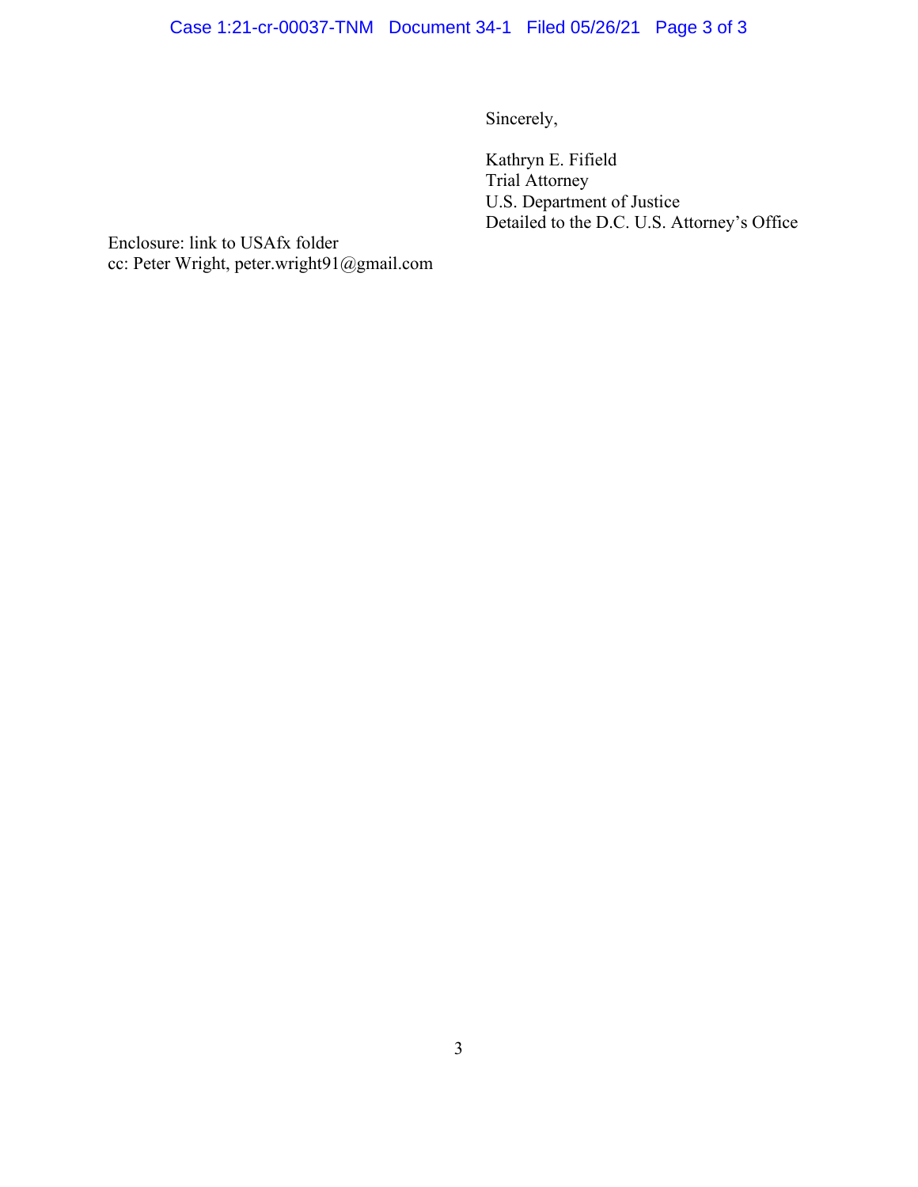Sincerely,

Kathryn E. Fifield
Trial Attorney
U.S. Department of Justice
Detailed to the D.C. U.S. Attorney's Office

Enclosure: link to USAfx folder
cc: Peter Wright, peter.wright91@gmail.com